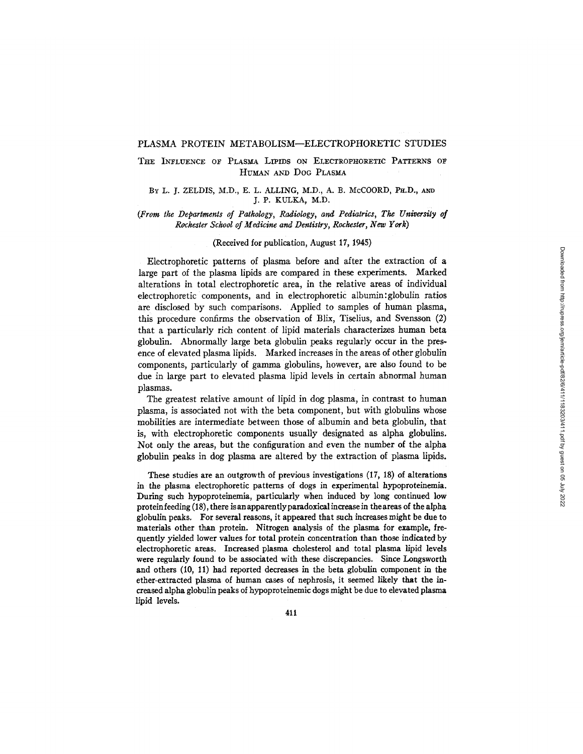# PLASMA PROTEIN METABOLISM—ELECTROPHORETIC STUDIES

## The Influence of Plasma Lipids on Electrophoretic Patterns of Human and Dog Plasma

By L. J. ZELDIS, M.D., E. L. ALLING, M.D., A. B. McCOORD, Ph.D., and J. P. KULKA, M.D.

*(From the Departments of Pathology, Radiology, and Pediatrics, The University of Rochester School of Medicine and Dentistry, Rochester, New York)*

(Received for publication, August 17, 1945)

Electrophoretic patterns of plasma before and after the extraction of a large part of the plasma lipids are compared in these experiments. Marked alterations in total electrophoretic area, in the relative areas of individual electrophoretic components, and in electrophoretic albumin:globulin ratios are disclosed by such comparisons. Applied to samples of human plasma, this procedure confirms the observation of Blix, Tiselius, and Svensson (2) that a particularly rich content of lipid materials characterizes human beta globulin. Abnormally large beta globulin peaks regularly occur in the presence of elevated plasma lipids. Marked increases in the areas of other globulin components, particularly of gamma globulins, however, are also found to be due in large part to elevated plasma lipid levels in certain abnormal human plasmas.

The greatest relative amount of lipid in dog plasma, in contrast to human plasma, is associated not with the beta component, but with globulins whose mobilities are intermediate between those of albumin and beta globulin, that is, with electrophoretic components usually designated as alpha globulins. Not only the areas, but the configuration and even the number of the alpha globulin peaks in dog plasma are altered by the extraction of plasma lipids.

These studies are an outgrowth of previous investigations (17, 18) of alterations in the plasma electrophoretic patterns of dogs in experimental hypoproteinemia. During such hypoproteinemia, particularly when induced by long continued low protein feeding (18), there is an apparently paradoxical increase in the areas of the alpha globulin peaks. For several reasons, it appeared that such increases might be due to materials other than protein. Nitrogen analysis of the plasma for example, frequently yielded lower values for total protein concentration than those indicated by electrophoretic areas. Increased plasma cholesterol and total plasma lipid levels were regularly found to be associated with these discrepancies. Since Longsworth and others (10, 11) had reported decreases in the beta globulin component in the ether-extracted plasma of human cases of nephrosis, it seemed likely that the increased alpha globulin peaks of hypoproteinemic dogs might be due to elevated plasma lipid levels.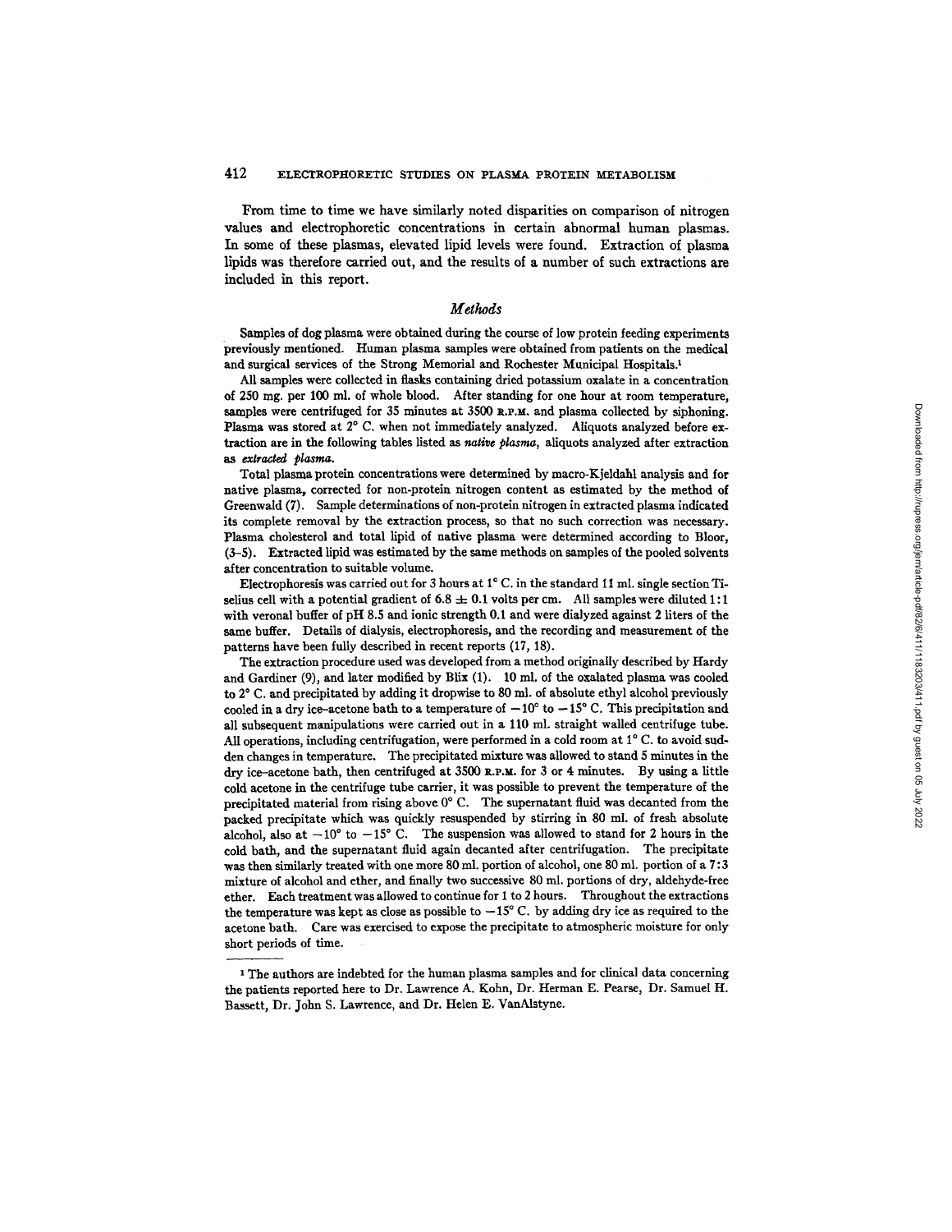From time to time we have similarly noted disparities on comparison of nitrogen values and electrophoretic concentrations in certain abnormal human plasmas. In some of these plasmas, elevated lipid levels were found. Extraction of plasma lipids was therefore carried out, and the results of a number of such extractions are included in this report.

## *Methods*

Samples of dog plasma were obtained during the course of low protein feeding experiments previously mentioned. Human plasma samples were obtained from patients on the medical and surgical services of the Strong Memorial and Rochester Municipal Hospitals.[1]

All samples were collected in flasks containing dried potassium oxalate in a concentration of 250 mg. per 100 ml. of whole blood. After standing for one hour at room temperature, samples were centrifuged for 35 minutes at 3500 R.P.M. and plasma collected by siphoning. Plasma was stored at 2° C. when not immediately analyzed. Aliquots analyzed before extraction are in the following tables listed as *native plasma*, aliquots analyzed after extraction as *extracted plasma*.

Total plasma protein concentrations were determined by macro-Kjeldahl analysis and for native plasma, corrected for non-protein nitrogen content as estimated by the method of Greenwald (7). Sample determinations of non-protein nitrogen in extracted plasma indicated its complete removal by the extraction process, so that no such correction was necessary. Plasma cholesterol and total lipid of native plasma were determined according to Bloor, (3–5). Extracted lipid was estimated by the same methods on samples of the pooled solvents after concentration to suitable volume.

Electrophoresis was carried out for 3 hours at 1° C. in the standard 11 ml. single section Tiselius cell with a potential gradient of 6.8 ± 0.1 volts per cm. All samples were diluted 1:1 with veronal buffer of pH 8.5 and ionic strength 0.1 and were dialyzed against 2 liters of the same buffer. Details of dialysis, electrophoresis, and the recording and measurement of the patterns have been fully described in recent reports (17, 18).

The extraction procedure used was developed from a method originally described by Hardy and Gardiner (9), and later modified by Blix (1). 10 ml. of the oxalated plasma was cooled to 2° C. and precipitated by adding it dropwise to 80 ml. of absolute ethyl alcohol previously cooled in a dry ice–acetone bath to a temperature of −10° to −15° C. This precipitation and all subsequent manipulations were carried out in a 110 ml. straight walled centrifuge tube. All operations, including centrifugation, were performed in a cold room at 1° C. to avoid sudden changes in temperature. The precipitated mixture was allowed to stand 5 minutes in the dry ice–acetone bath, then centrifuged at 3500 R.P.M. for 3 or 4 minutes. By using a little cold acetone in the centrifuge tube carrier, it was possible to prevent the temperature of the precipitated material from rising above 0° C. The supernatant fluid was decanted from the packed precipitate which was quickly resuspended by stirring in 80 ml. of fresh absolute alcohol, also at −10° to −15° C. The suspension was allowed to stand for 2 hours in the cold bath, and the supernatant fluid again decanted after centrifugation. The precipitate was then similarly treated with one more 80 ml. portion of alcohol, one 80 ml. portion of a 7:3 mixture of alcohol and ether, and finally two successive 80 ml. portions of dry, aldehyde-free ether. Each treatment was allowed to continue for 1 to 2 hours. Throughout the extractions the temperature was kept as close as possible to −15° C. by adding dry ice as required to the acetone bath. Care was exercised to expose the precipitate to atmospheric moisture for only short periods of time.

---

[1] The authors are indebted for the human plasma samples and for clinical data concerning the patients reported here to Dr. Lawrence A. Kohn, Dr. Herman E. Pearse, Dr. Samuel H. Bassett, Dr. John S. Lawrence, and Dr. Helen E. VanAlstyne.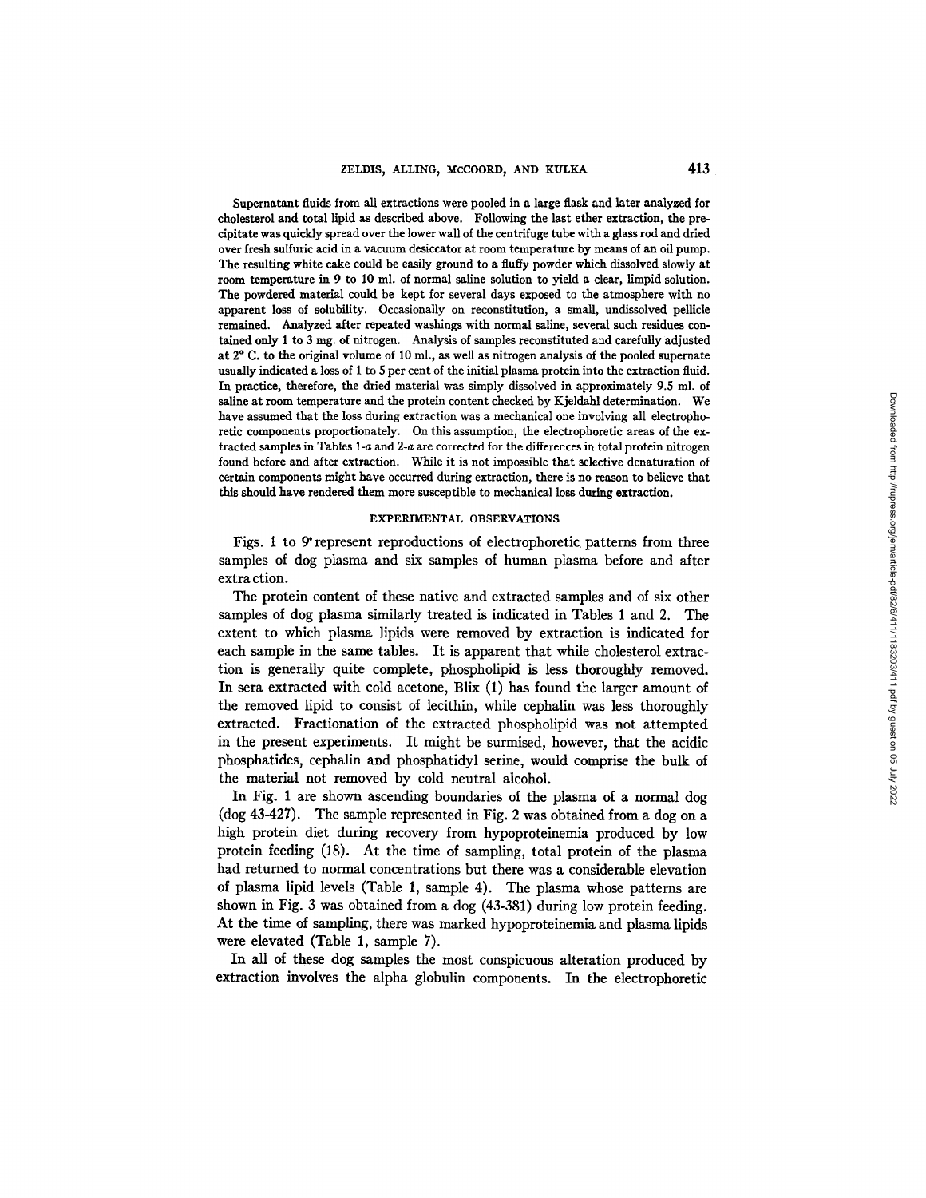Supernatant fluids from all extractions were pooled in a large flask and later analyzed for cholesterol and total lipid as described above. Following the last ether extraction, the precipitate was quickly spread over the lower wall of the centrifuge tube with a glass rod and dried over fresh sulfuric acid in a vacuum desiccator at room temperature by means of an oil pump. The resulting white cake could be easily ground to a fluffy powder which dissolved slowly at room temperature in 9 to 10 ml. of normal saline solution to yield a clear, limpid solution. The powdered material could be kept for several days exposed to the atmosphere with no apparent loss of solubility. Occasionally on reconstitution, a small, undissolved pellicle remained. Analyzed after repeated washings with normal saline, several such residues contained only 1 to 3 mg. of nitrogen. Analysis of samples reconstituted and carefully adjusted at 2° C. to the original volume of 10 ml., as well as nitrogen analysis of the pooled supernate usually indicated a loss of 1 to 5 per cent of the initial plasma protein into the extraction fluid. In practice, therefore, the dried material was simply dissolved in approximately 9.5 ml. of saline at room temperature and the protein content checked by Kjeldahl determination. We have assumed that the loss during extraction was a mechanical one involving all electrophoretic components proportionately. On this assumption, the electrophoretic areas of the extracted samples in Tables 1-*a* and 2-*a* are corrected for the differences in total protein nitrogen found before and after extraction. While it is not impossible that selective denaturation of certain components might have occurred during extraction, there is no reason to believe that this should have rendered them more susceptible to mechanical loss during extraction.

## EXPERIMENTAL OBSERVATIONS

Figs. 1 to 9 represent reproductions of electrophoretic patterns from three samples of dog plasma and six samples of human plasma before and after extraction.

The protein content of these native and extracted samples and of six other samples of dog plasma similarly treated is indicated in Tables 1 and 2. The extent to which plasma lipids were removed by extraction is indicated for each sample in the same tables. It is apparent that while cholesterol extraction is generally quite complete, phospholipid is less thoroughly removed. In sera extracted with cold acetone, Blix (1) has found the larger amount of the removed lipid to consist of lecithin, while cephalin was less thoroughly extracted. Fractionation of the extracted phospholipid was not attempted in the present experiments. It might be surmised, however, that the acidic phosphatides, cephalin and phosphatidyl serine, would comprise the bulk of the material not removed by cold neutral alcohol.

In Fig. 1 are shown ascending boundaries of the plasma of a normal dog (dog 43-427). The sample represented in Fig. 2 was obtained from a dog on a high protein diet during recovery from hypoproteinemia produced by low protein feeding (18). At the time of sampling, total protein of the plasma had returned to normal concentrations but there was a considerable elevation of plasma lipid levels (Table 1, sample 4). The plasma whose patterns are shown in Fig. 3 was obtained from a dog (43-381) during low protein feeding. At the time of sampling, there was marked hypoproteinemia and plasma lipids were elevated (Table 1, sample 7).

In all of these dog samples the most conspicuous alteration produced by extraction involves the alpha globulin components. In the electrophoretic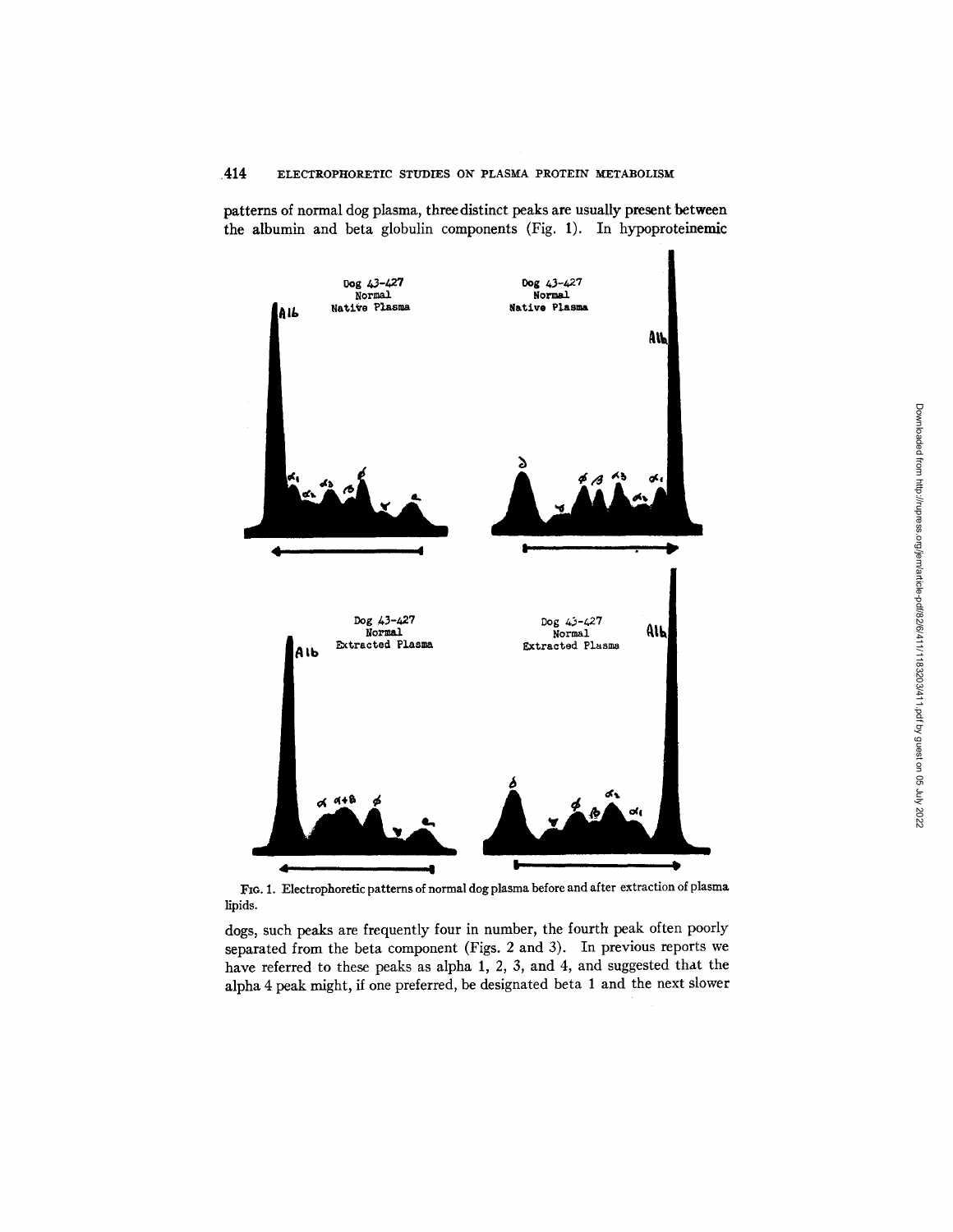patterns of normal dog plasma, three distinct peaks are usually present between the albumin and beta globulin components (Fig. 1). In hypoproteinemic

FIG. 1. Electrophoretic patterns of normal dog plasma before and after extraction of plasma lipids.

dogs, such peaks are frequently four in number, the fourth peak often poorly separated from the beta component (Figs. 2 and 3). In previous reports we have referred to these peaks as alpha 1, 2, 3, and 4, and suggested that the alpha 4 peak might, if one preferred, be designated beta 1 and the next slower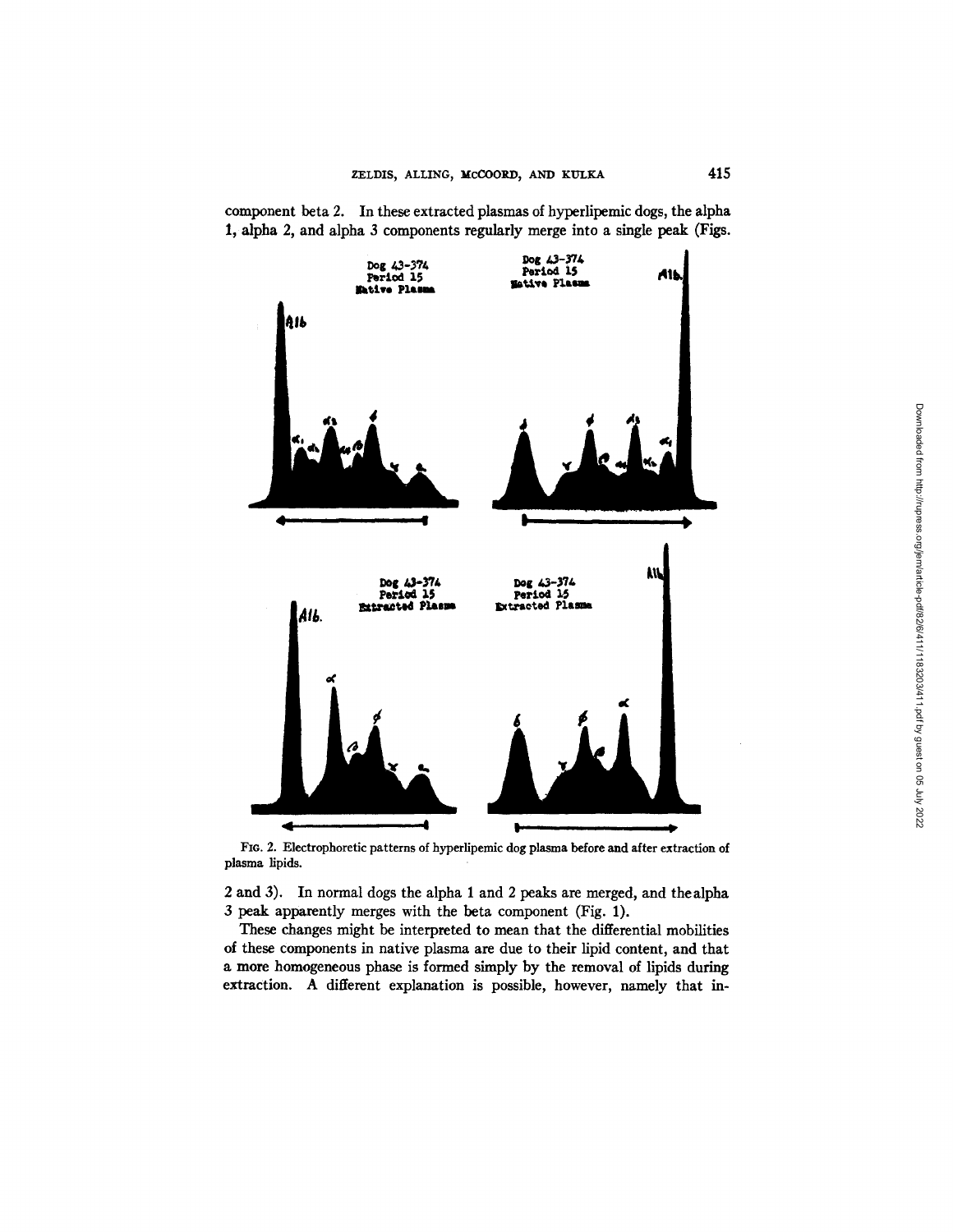component beta 2. In these extracted plasmas of hyperlipemic dogs, the alpha 1, alpha 2, and alpha 3 components regularly merge into a single peak (Figs. 2 and 3). In normal dogs the alpha 1 and 2 peaks are merged, and the alpha 3 peak apparently merges with the beta component (Fig. 1).

FIG. 2. Electrophoretic patterns of hyperlipemic dog plasma before and after extraction of plasma lipids.

These changes might be interpreted to mean that the differential mobilities of these components in native plasma are due to their lipid content, and that a more homogeneous phase is formed simply by the removal of lipids during extraction. A different explanation is possible, however, namely that in-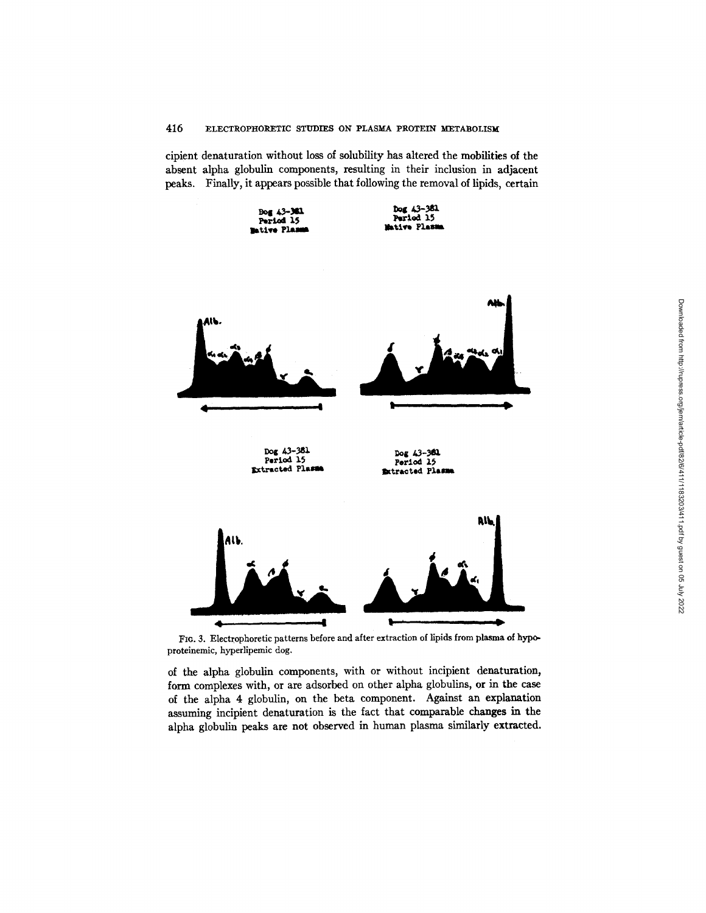cipient denaturation without loss of solubility has altered the mobilities of the absent alpha globulin components, resulting in their inclusion in adjacent peaks. Finally, it appears possible that following the removal of lipids, certain

FIG. 3. Electrophoretic patterns before and after extraction of lipids from plasma of hypoproteinemic, hyperlipemic dog.

of the alpha globulin components, with or without incipient denaturation, form complexes with, or are adsorbed on other alpha globulins, or in the case of the alpha 4 globulin, on the beta component. Against an explanation assuming incipient denaturation is the fact that comparable changes in the alpha globulin peaks are not observed in human plasma similarly extracted.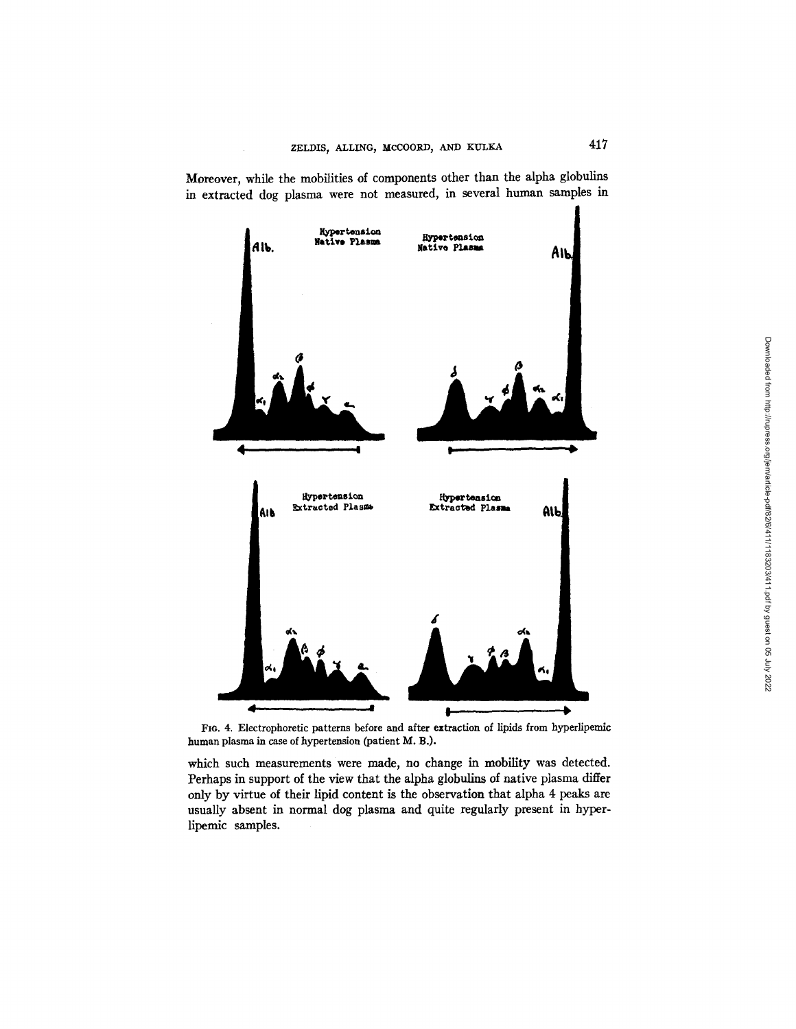Moreover, while the mobilities of components other than the alpha globulins in extracted dog plasma were not measured, in several human samples in

FIG. 4. Electrophoretic patterns before and after extraction of lipids from hyperlipemic human plasma in case of hypertension (patient M. B.).

which such measurements were made, no change in mobility was detected. Perhaps in support of the view that the alpha globulins of native plasma differ only by virtue of their lipid content is the observation that alpha 4 peaks are usually absent in normal dog plasma and quite regularly present in hyperlipemic samples.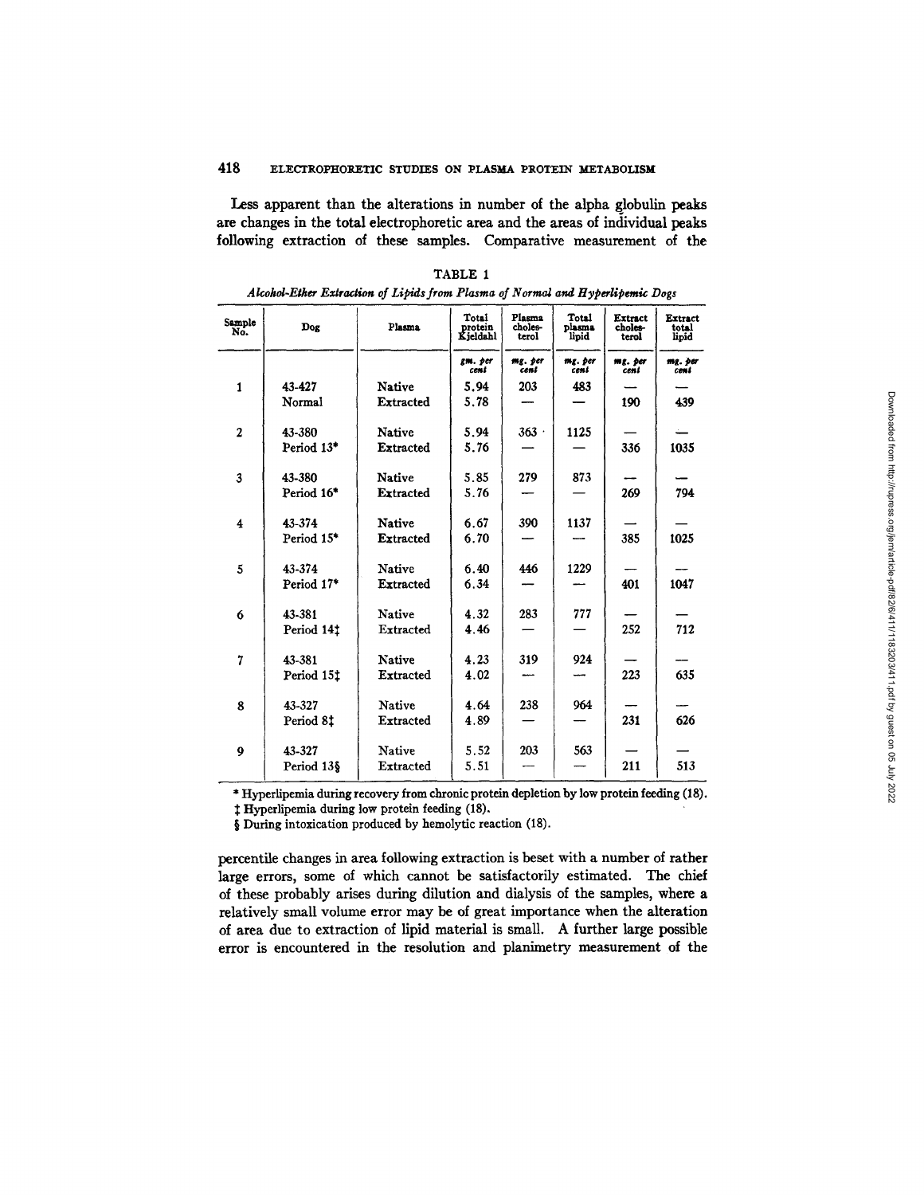Less apparent than the alterations in number of the alpha globulin peaks are changes in the total electrophoretic area and the areas of individual peaks following extraction of these samples. Comparative measurement of the

TABLE 1

*Alcohol-Ether Extraction of Lipids from Plasma of Normal and Hyperlipemic Dogs*

| Sample No. | Dog | Plasma | Total protein Kjeldahl | Plasma cholesterol | Total plasma lipid | Extract cholesterol | Extract total lipid |
|---|---|---|---|---|---|---|---|
| | | | *gm. per cent* | *mg. per cent* | *mg. per cent* | *mg. per cent* | *mg. per cent* |
| 1 | 43-427 | Native | 5.94 | 203 | 483 | — | — |
| | Normal | Extracted | 5.78 | — | — | 190 | 439 |
| 2 | 43-380 | Native | 5.94 | 363 | 1125 | — | — |
| | Period 13* | Extracted | 5.76 | — | — | 336 | 1035 |
| 3 | 43-380 | Native | 5.85 | 279 | 873 | — | — |
| | Period 16* | Extracted | 5.76 | — | — | 269 | 794 |
| 4 | 43-374 | Native | 6.67 | 390 | 1137 | — | — |
| | Period 15* | Extracted | 6.70 | — | — | 385 | 1025 |
| 5 | 43-374 | Native | 6.40 | 446 | 1229 | — | — |
| | Period 17* | Extracted | 6.34 | — | — | 401 | 1047 |
| 6 | 43-381 | Native | 4.32 | 283 | 777 | — | — |
| | Period 14‡ | Extracted | 4.46 | — | — | 252 | 712 |
| 7 | 43-381 | Native | 4.23 | 319 | 924 | — | — |
| | Period 15‡ | Extracted | 4.02 | — | — | 223 | 635 |
| 8 | 43-327 | Native | 4.64 | 238 | 964 | — | — |
| | Period 8‡ | Extracted | 4.89 | — | — | 231 | 626 |
| 9 | 43-327 | Native | 5.52 | 203 | 563 | — | — |
| | Period 13§ | Extracted | 5.51 | — | — | 211 | 513 |

\* Hyperlipemia during recovery from chronic protein depletion by low protein feeding (18).

‡ Hyperlipemia during low protein feeding (18).

§ During intoxication produced by hemolytic reaction (18).

percentile changes in area following extraction is beset with a number of rather large errors, some of which cannot be satisfactorily estimated. The chief of these probably arises during dilution and dialysis of the samples, where a relatively small volume error may be of great importance when the alteration of area due to extraction of lipid material is small. A further large possible error is encountered in the resolution and planimetry measurement of the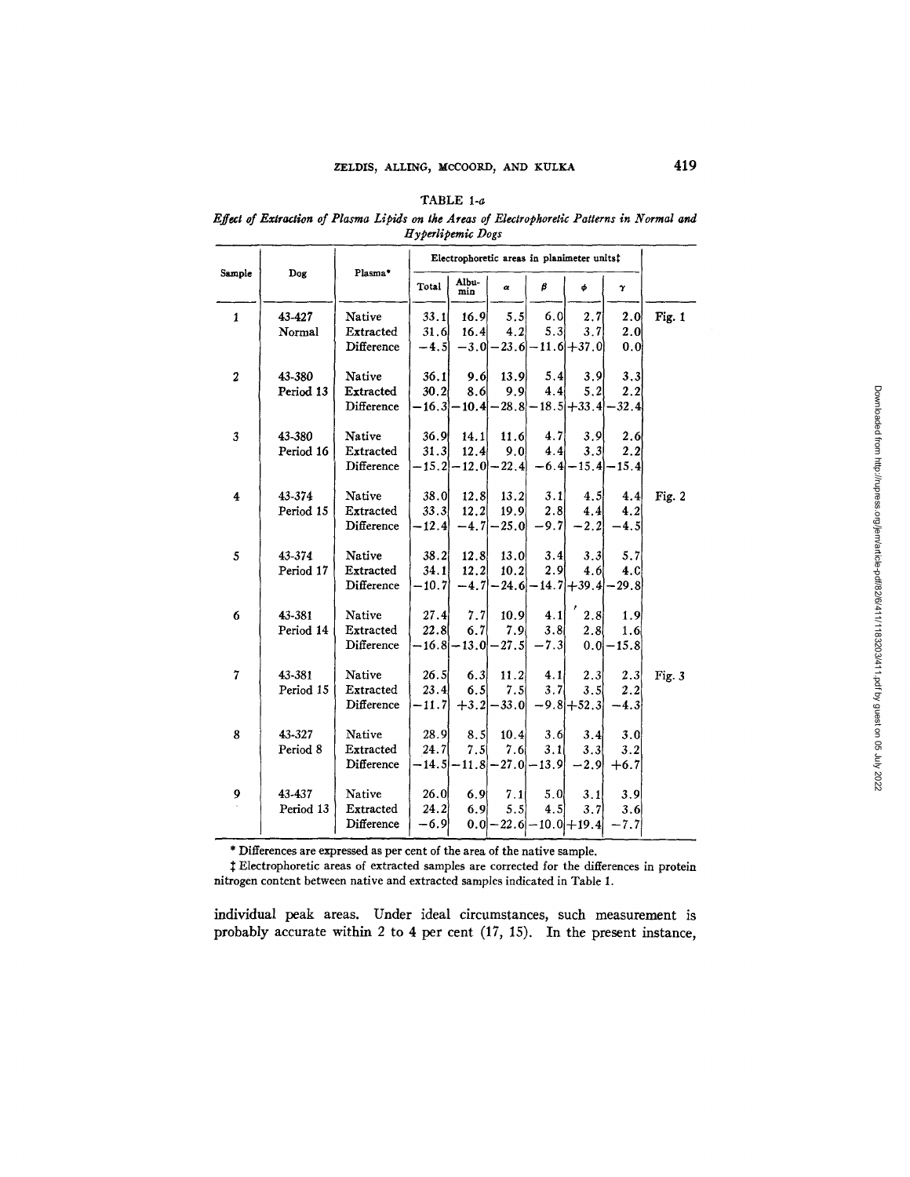TABLE 1-a

*Effect of Extraction of Plasma Lipids on the Areas of Electrophoretic Patterns in Normal and Hyperlipemic Dogs*

| Sample | Dog | Plasma* | Electrophoretic areas in planimeter units‡ | | | | | | |
|---|---|---|---|---|---|---|---|---|---|
| | | | Total | Albumin | α | β | φ | γ | |
| 1 | 43-427 | Native | 33.1 | 16.9 | 5.5 | 6.0 | 2.7 | 2.0 | Fig. 1 |
| | Normal | Extracted | 31.6 | 16.4 | 4.2 | 5.3 | 3.7 | 2.0 | |
| | | Difference | −4.5 | −3.0 | −23.6 | −11.6 | +37.0 | 0.0 | |
| 2 | 43-380 | Native | 36.1 | 9.6 | 13.9 | 5.4 | 3.9 | 3.3 | |
| | Period 13 | Extracted | 30.2 | 8.6 | 9.9 | 4.4 | 5.2 | 2.2 | |
| | | Difference | −16.3 | −10.4 | −28.8 | −18.5 | +33.4 | −32.4 | |
| 3 | 43-380 | Native | 36.9 | 14.1 | 11.6 | 4.7 | 3.9 | 2.6 | |
| | Period 16 | Extracted | 31.3 | 12.4 | 9.0 | 4.4 | 3.3 | 2.2 | |
| | | Difference | −15.2 | −12.0 | −22.4 | −6.4 | −15.4 | −15.4 | |
| 4 | 43-374 | Native | 38.0 | 12.8 | 13.2 | 3.1 | 4.5 | 4.4 | Fig. 2 |
| | Period 15 | Extracted | 33.3 | 12.2 | 19.9 | 2.8 | 4.4 | 4.2 | |
| | | Difference | −12.4 | −4.7 | −25.0 | −9.7 | −2.2 | −4.5 | |
| 5 | 43-374 | Native | 38.2 | 12.8 | 13.0 | 3.4 | 3.3 | 5.7 | |
| | Period 17 | Extracted | 34.1 | 12.2 | 10.2 | 2.9 | 4.6 | 4.C | |
| | | Difference | −10.7 | −4.7 | −24.6 | −14.7 | +39.4 | −29.8 | |
| 6 | 43-381 | Native | 27.4 | 7.7 | 10.9 | 4.1 | 2.8 | 1.9 | |
| | Period 14 | Extracted | 22.8 | 6.7 | 7.9 | 3.8 | 2.8 | 1.6 | |
| | | Difference | −16.8 | −13.0 | −27.5 | −7.3 | 0.0 | −15.8 | |
| 7 | 43-381 | Native | 26.5 | 6.3 | 11.2 | 4.1 | 2.3 | 2.3 | Fig. 3 |
| | Period 15 | Extracted | 23.4 | 6.5 | 7.5 | 3.7 | 3.5 | 2.2 | |
| | | Difference | −11.7 | +3.2 | −33.0 | −9.8 | +52.3 | −4.3 | |
| 8 | 43-327 | Native | 28.9 | 8.5 | 10.4 | 3.6 | 3.4 | 3.0 | |
| | Period 8 | Extracted | 24.7 | 7.5 | 7.6 | 3.1 | 3.3 | 3.2 | |
| | | Difference | −14.5 | −11.8 | −27.0 | −13.9 | −2.9 | +6.7 | |
| 9 | 43-437 | Native | 26.0 | 6.9 | 7.1 | 5.0 | 3.1 | 3.9 | |
| | Period 13 | Extracted | 24.2 | 6.9 | 5.5 | 4.5 | 3.7 | 3.6 | |
| | | Difference | −6.9 | 0.0 | −22.6 | −10.0 | +19.4 | −7.7 | |

\* Differences are expressed as per cent of the area of the native sample.

‡ Electrophoretic areas of extracted samples are corrected for the differences in protein nitrogen content between native and extracted samples indicated in Table 1.

individual peak areas. Under ideal circumstances, such measurement is probably accurate within 2 to 4 per cent (17, 15). In the present instance,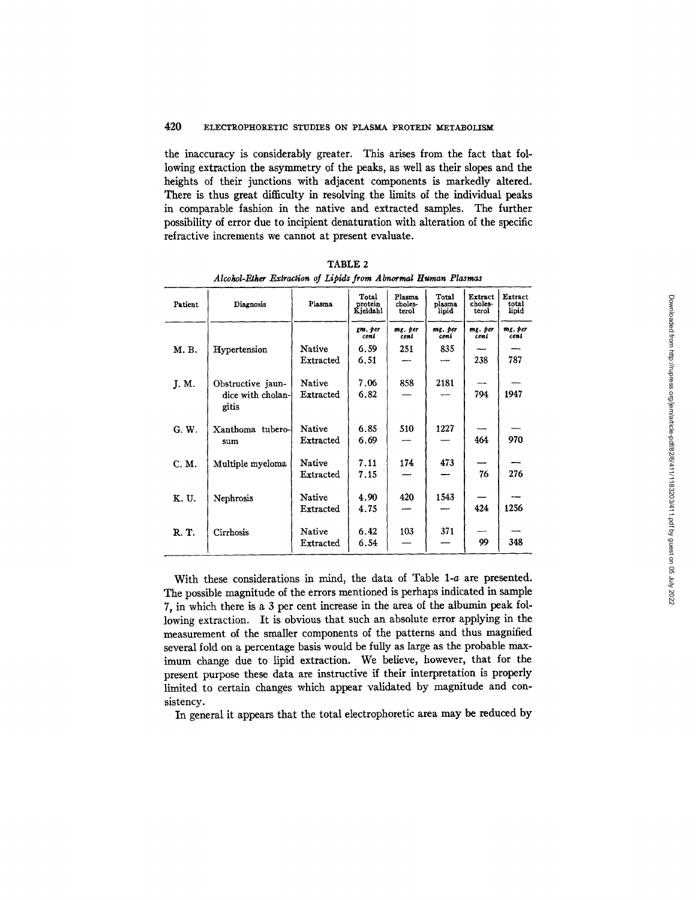the inaccuracy is considerably greater. This arises from the fact that following extraction the asymmetry of the peaks, as well as their slopes and the heights of their junctions with adjacent components is markedly altered. There is thus great difficulty in resolving the limits of the individual peaks in comparable fashion in the native and extracted samples. The further possibility of error due to incipient denaturation with alteration of the specific refractive increments we cannot at present evaluate.

TABLE 2

*Alcohol-Ether Extraction of Lipids from Abnormal Human Plasmas*

| Patient | Diagnosis | Plasma | Total protein Kjeldahl | Plasma cholesterol | Total plasma lipid | Extract cholesterol | Extract total lipid |
|---|---|---|---|---|---|---|---|
| | | | *gm. per cent* | *mg. per cent* | *mg. per cent* | *mg. per cent* | *mg. per cent* |
| M. B. | Hypertension | Native | 6.59 | 251 | 835 | — | — |
| | | Extracted | 6.51 | — | — | 238 | 787 |
| J. M. | Obstructive jaundice with cholangitis | Native | 7.06 | 858 | 2181 | — | — |
| | | Extracted | 6.82 | — | — | 794 | 1947 |
| G. W. | Xanthoma tuberosum | Native | 6.85 | 510 | 1227 | — | — |
| | | Extracted | 6.69 | — | — | 464 | 970 |
| C. M. | Multiple myeloma | Native | 7.11 | 174 | 473 | — | — |
| | | Extracted | 7.15 | — | — | 76 | 276 |
| K. U. | Nephrosis | Native | 4.90 | 420 | 1543 | — | — |
| | | Extracted | 4.75 | — | — | 424 | 1256 |
| R. T. | Cirrhosis | Native | 6.42 | 103 | 371 | — | — |
| | | Extracted | 6.54 | — | — | 99 | 348 |

With these considerations in mind, the data of Table 1-*a* are presented. The possible magnitude of the errors mentioned is perhaps indicated in sample 7, in which there is a 3 per cent increase in the area of the albumin peak following extraction. It is obvious that such an absolute error applying in the measurement of the smaller components of the patterns and thus magnified several fold on a percentage basis would be fully as large as the probable maximum change due to lipid extraction. We believe, however, that for the present purpose these data are instructive if their interpretation is properly limited to certain changes which appear validated by magnitude and consistency.

In general it appears that the total electrophoretic area may be reduced by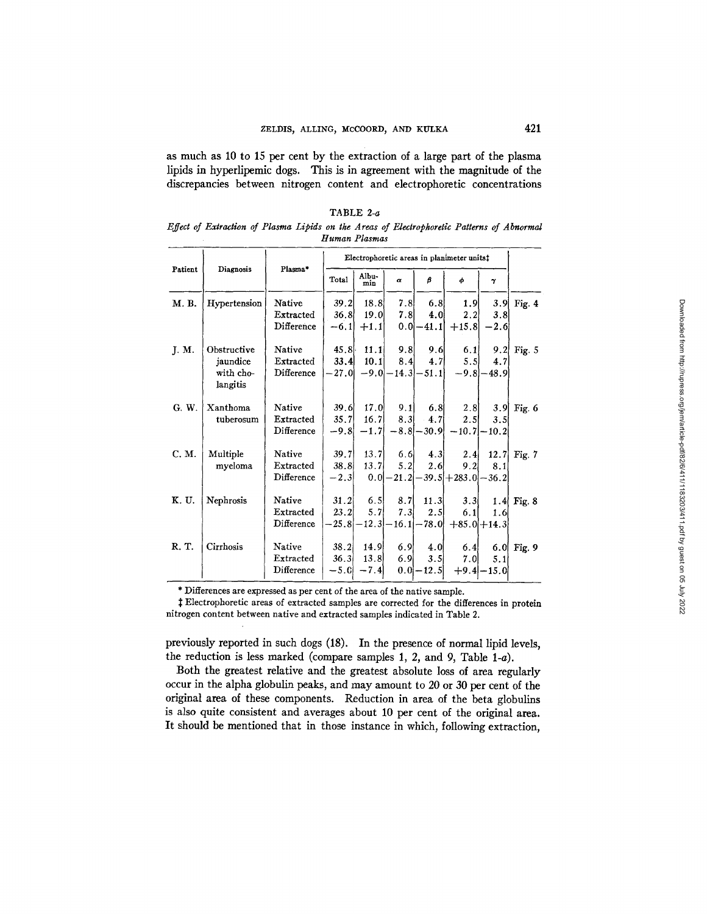as much as 10 to 15 per cent by the extraction of a large part of the plasma lipids in hyperlipemic dogs. This is in agreement with the magnitude of the discrepancies between nitrogen content and electrophoretic concentrations

TABLE 2-*a*

*Effect of Extraction of Plasma Lipids on the Areas of Electrophoretic Patterns of Abnormal Human Plasmas*

| Patient | Diagnosis | Plasma* | Electrophoretic areas in planimeter units‡ | | | | | | |
|---|---|---|---|---|---|---|---|---|---|
| | | | Total | Albumin | $\alpha$ | $\beta$ | $\phi$ | $\gamma$ | |
| M. B. | Hypertension | Native | 39.2 | 18.8 | 7.8 | 6.8 | 1.9 | 3.9 | Fig. 4 |
| | | Extracted | 36.8 | 19.0 | 7.8 | 4.0 | 2.2 | 3.8 | |
| | | Difference | −6.1 | +1.1 | 0.0 | −41.1 | +15.8 | −2.6 | |
| J. M. | Obstructive jaundice with cholangitis | Native | 45.8 | 11.1 | 9.8 | 9.6 | 6.1 | 9.2 | Fig. 5 |
| | | Extracted | 33.4 | 10.1 | 8.4 | 4.7 | 5.5 | 4.7 | |
| | | Difference | −27.0 | −9.0 | −14.3 | −51.1 | −9.8 | −48.9 | |
| G. W. | Xanthoma tuberosum | Native | 39.6 | 17.0 | 9.1 | 6.8 | 2.8 | 3.9 | Fig. 6 |
| | | Extracted | 35.7 | 16.7 | 8.3 | 4.7 | 2.5 | 3.5 | |
| | | Difference | −9.8 | −1.7 | −8.8 | −30.9 | −10.7 | −10.2 | |
| C. M. | Multiple myeloma | Native | 39.7 | 13.7 | 6.6 | 4.3 | 2.4 | 12.7 | Fig. 7 |
| | | Extracted | 38.8 | 13.7 | 5.2 | 2.6 | 9.2 | 8.1 | |
| | | Difference | −2.3 | 0.0 | −21.2 | −39.5 | +283.0 | −36.2 | |
| K. U. | Nephrosis | Native | 31.2 | 6.5 | 8.7 | 11.3 | 3.3 | 1.4 | Fig. 8 |
| | | Extracted | 23.2 | 5.7 | 7.3 | 2.5 | 6.1 | 1.6 | |
| | | Difference | −25.8 | −12.3 | −16.1 | −78.0 | +85.0 | +14.3 | |
| R. T. | Cirrhosis | Native | 38.2 | 14.9 | 6.9 | 4.0 | 6.4 | 6.0 | Fig. 9 |
| | | Extracted | 36.3 | 13.8 | 6.9 | 3.5 | 7.0 | 5.1 | |
| | | Difference | −5.0 | −7.4 | 0.0 | −12.5 | +9.4 | −15.0 | |

\* Differences are expressed as per cent of the area of the native sample.

‡ Electrophoretic areas of extracted samples are corrected for the differences in protein nitrogen content between native and extracted samples indicated in Table 2.

previously reported in such dogs (18). In the presence of normal lipid levels, the reduction is less marked (compare samples 1, 2, and 9, Table 1-*a*).

Both the greatest relative and the greatest absolute loss of area regularly occur in the alpha globulin peaks, and may amount to 20 or 30 per cent of the original area of these components. Reduction in area of the beta globulins is also quite consistent and averages about 10 per cent of the original area. It should be mentioned that in those instance in which, following extraction,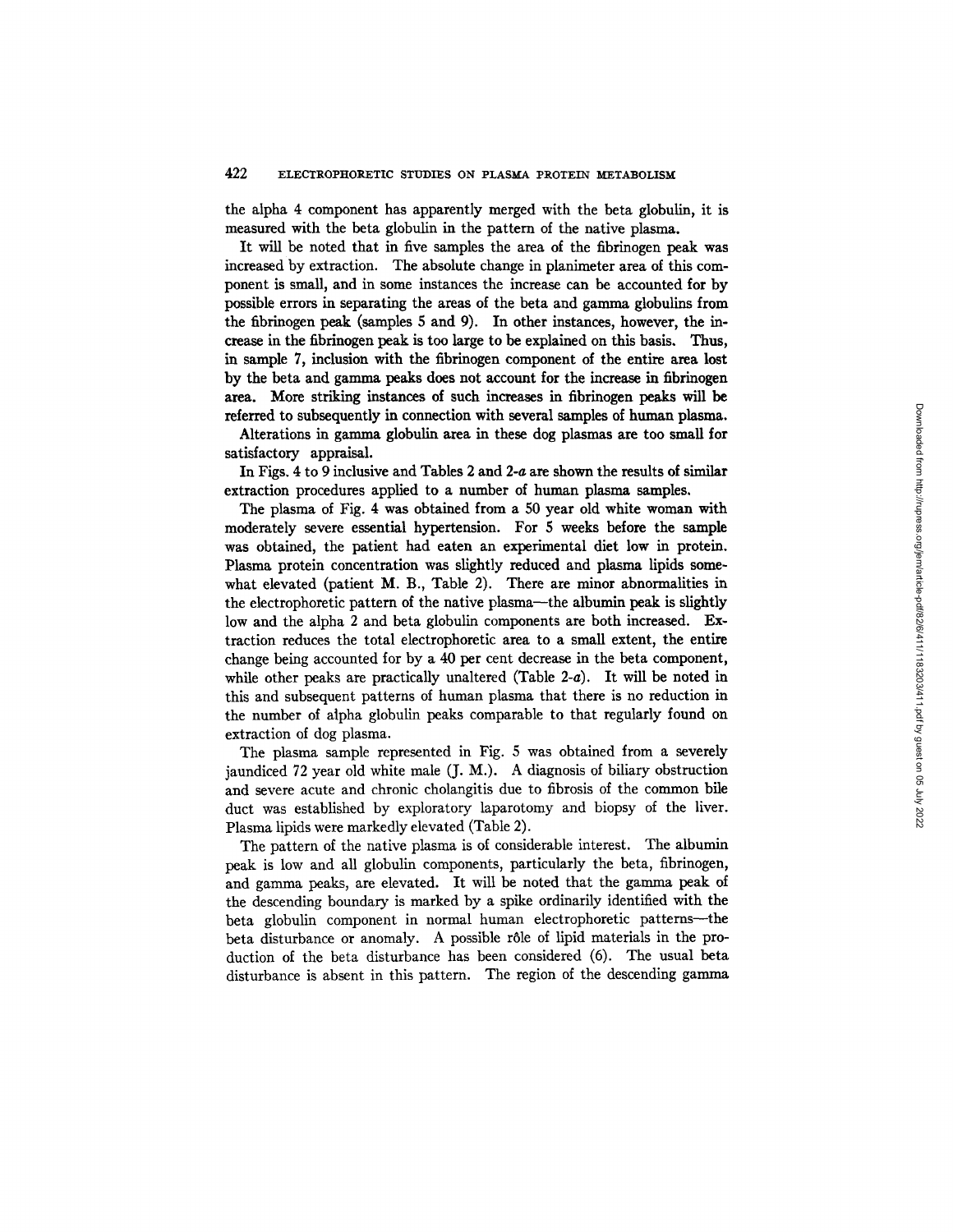the alpha 4 component has apparently merged with the beta globulin, it is measured with the beta globulin in the pattern of the native plasma.

It will be noted that in five samples the area of the fibrinogen peak was increased by extraction. The absolute change in planimeter area of this component is small, and in some instances the increase can be accounted for by possible errors in separating the areas of the beta and gamma globulins from the fibrinogen peak (samples 5 and 9). In other instances, however, the increase in the fibrinogen peak is too large to be explained on this basis. Thus, in sample 7, inclusion with the fibrinogen component of the entire area lost by the beta and gamma peaks does not account for the increase in fibrinogen area. More striking instances of such increases in fibrinogen peaks will be referred to subsequently in connection with several samples of human plasma.

Alterations in gamma globulin area in these dog plasmas are too small for satisfactory appraisal.

In Figs. 4 to 9 inclusive and Tables 2 and 2-*a* are shown the results of similar extraction procedures applied to a number of human plasma samples.

The plasma of Fig. 4 was obtained from a 50 year old white woman with moderately severe essential hypertension. For 5 weeks before the sample was obtained, the patient had eaten an experimental diet low in protein. Plasma protein concentration was slightly reduced and plasma lipids somewhat elevated (patient M. B., Table 2). There are minor abnormalities in the electrophoretic pattern of the native plasma—the albumin peak is slightly low and the alpha 2 and beta globulin components are both increased. Extraction reduces the total electrophoretic area to a small extent, the entire change being accounted for by a 40 per cent decrease in the beta component, while other peaks are practically unaltered (Table 2-*a*). It will be noted in this and subsequent patterns of human plasma that there is no reduction in the number of alpha globulin peaks comparable to that regularly found on extraction of dog plasma.

The plasma sample represented in Fig. 5 was obtained from a severely jaundiced 72 year old white male (J. M.). A diagnosis of biliary obstruction and severe acute and chronic cholangitis due to fibrosis of the common bile duct was established by exploratory laparotomy and biopsy of the liver. Plasma lipids were markedly elevated (Table 2).

The pattern of the native plasma is of considerable interest. The albumin peak is low and all globulin components, particularly the beta, fibrinogen, and gamma peaks, are elevated. It will be noted that the gamma peak of the descending boundary is marked by a spike ordinarily identified with the beta globulin component in normal human electrophoretic patterns—the beta disturbance or anomaly. A possible rôle of lipid materials in the production of the beta disturbance has been considered (6). The usual beta disturbance is absent in this pattern. The region of the descending gamma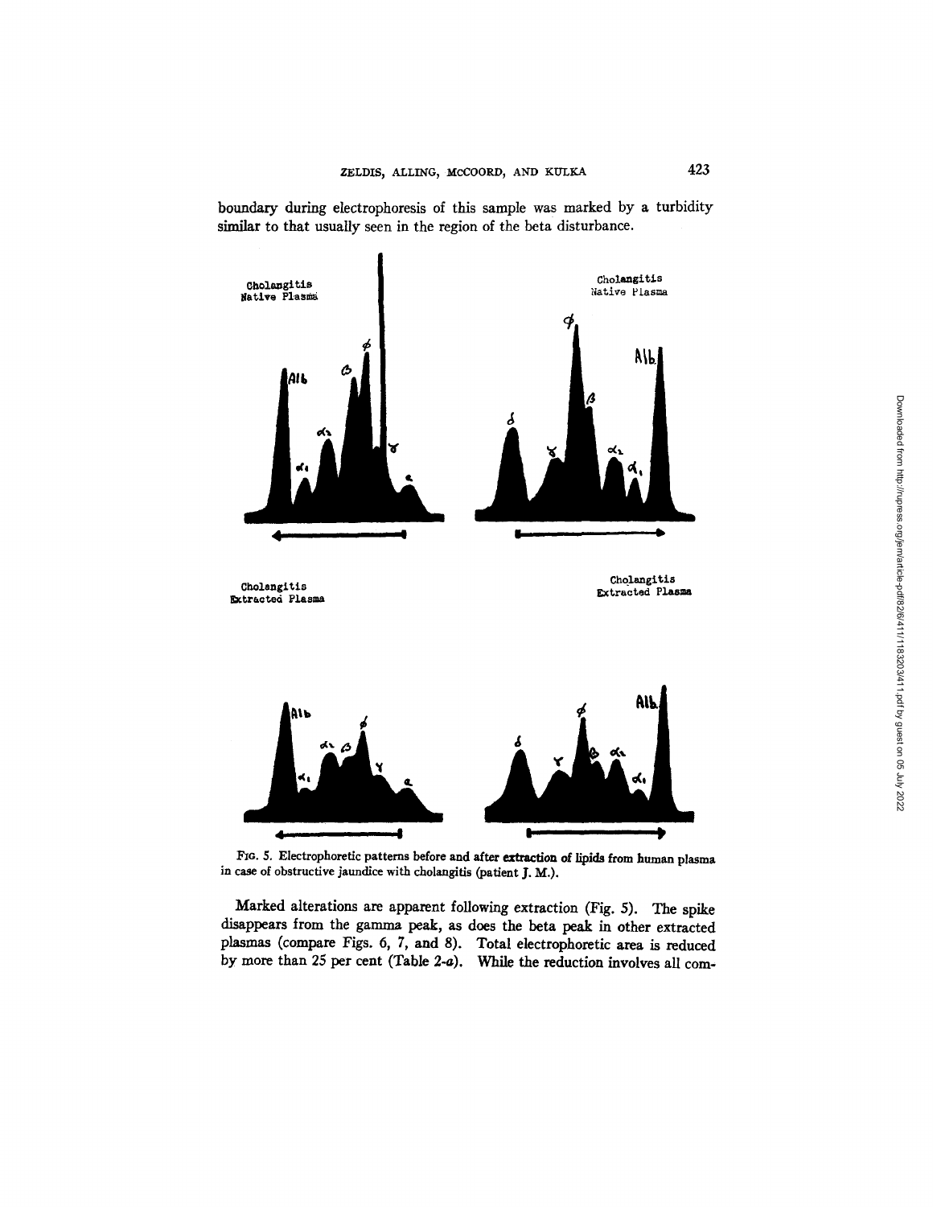boundary during electrophoresis of this sample was marked by a turbidity similar to that usually seen in the region of the beta disturbance.

FIG. 5. Electrophoretic patterns before and after extraction of lipids from human plasma in case of obstructive jaundice with cholangitis (patient J. M.).

Marked alterations are apparent following extraction (Fig. 5). The spike disappears from the gamma peak, as does the beta peak in other extracted plasmas (compare Figs. 6, 7, and 8). Total electrophoretic area is reduced by more than 25 per cent (Table 2-*a*). While the reduction involves all com-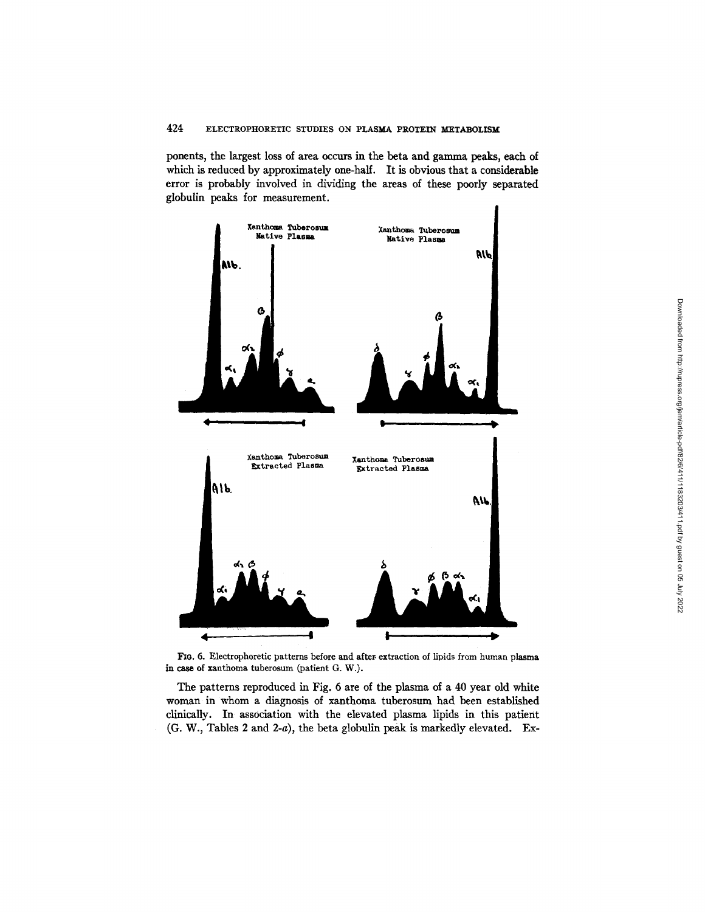ponents, the largest loss of area occurs in the beta and gamma peaks, each of which is reduced by approximately one-half. It is obvious that a considerable error is probably involved in dividing the areas of these poorly separated globulin peaks for measurement.

FIG. 6. Electrophoretic patterns before and after extraction of lipids from human plasma in case of xanthoma tuberosum (patient G. W.).

The patterns reproduced in Fig. 6 are of the plasma of a 40 year old white woman in whom a diagnosis of xanthoma tuberosum had been established clinically. In association with the elevated plasma lipids in this patient (G. W., Tables 2 and 2-*a*), the beta globulin peak is markedly elevated. Ex-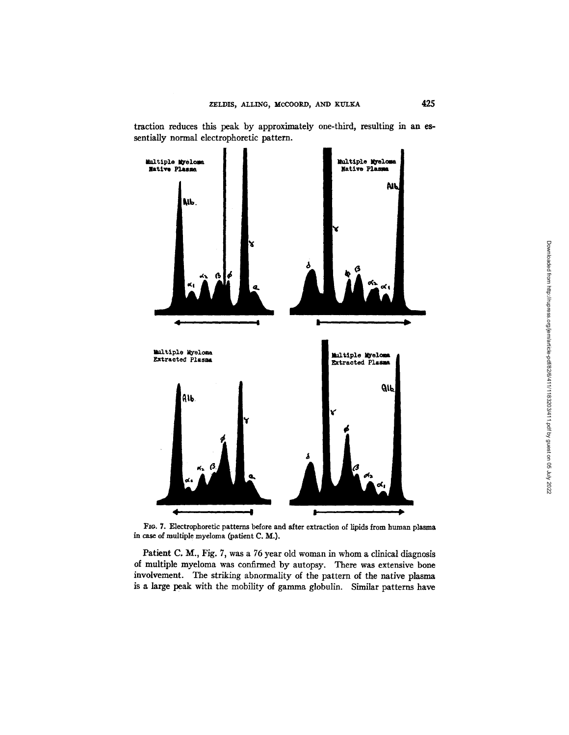traction reduces this peak by approximately one-third, resulting in an essentially normal electrophoretic pattern.

FIG. 7. Electrophoretic patterns before and after extraction of lipids from human plasma in case of multiple myeloma (patient C. M.).

Patient C. M., Fig. 7, was a 76 year old woman in whom a clinical diagnosis of multiple myeloma was confirmed by autopsy. There was extensive bone involvement. The striking abnormality of the pattern of the native plasma is a large peak with the mobility of gamma globulin. Similar patterns have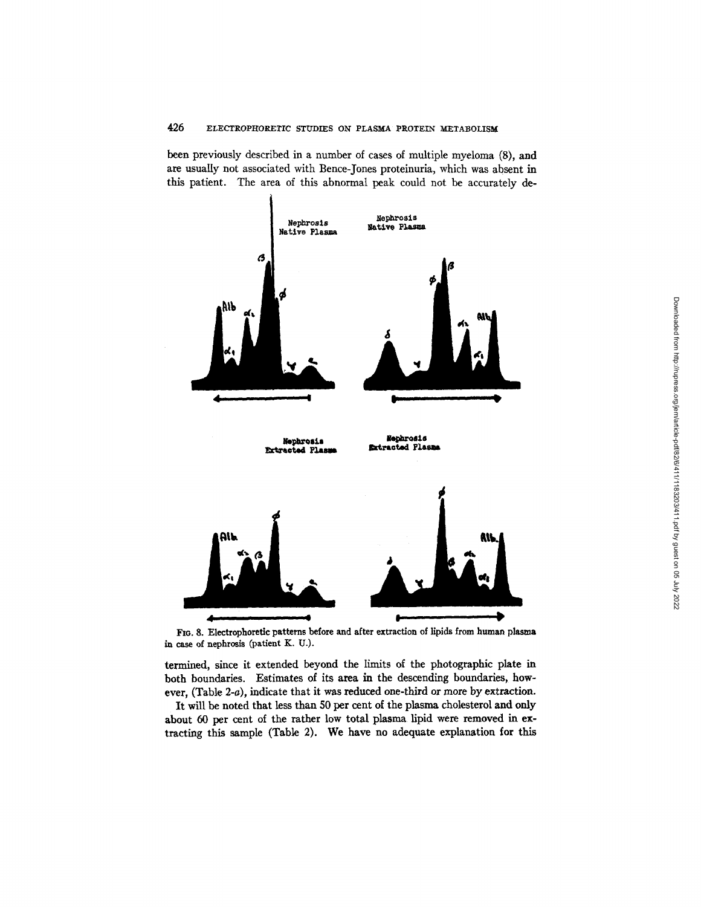been previously described in a number of cases of multiple myeloma (8), and are usually not associated with Bence-Jones proteinuria, which was absent in this patient. The area of this abnormal peak could not be accurately determined, since it extended beyond the limits of the photographic plate in both boundaries. Estimates of its area in the descending boundaries, however, (Table 2-*a*), indicate that it was reduced one-third or more by extraction.

FIG. 8. Electrophoretic patterns before and after extraction of lipids from human plasma in case of nephrosis (patient K. U.).

It will be noted that less than 50 per cent of the plasma cholesterol and only about 60 per cent of the rather low total plasma lipid were removed in extracting this sample (Table 2). We have no adequate explanation for this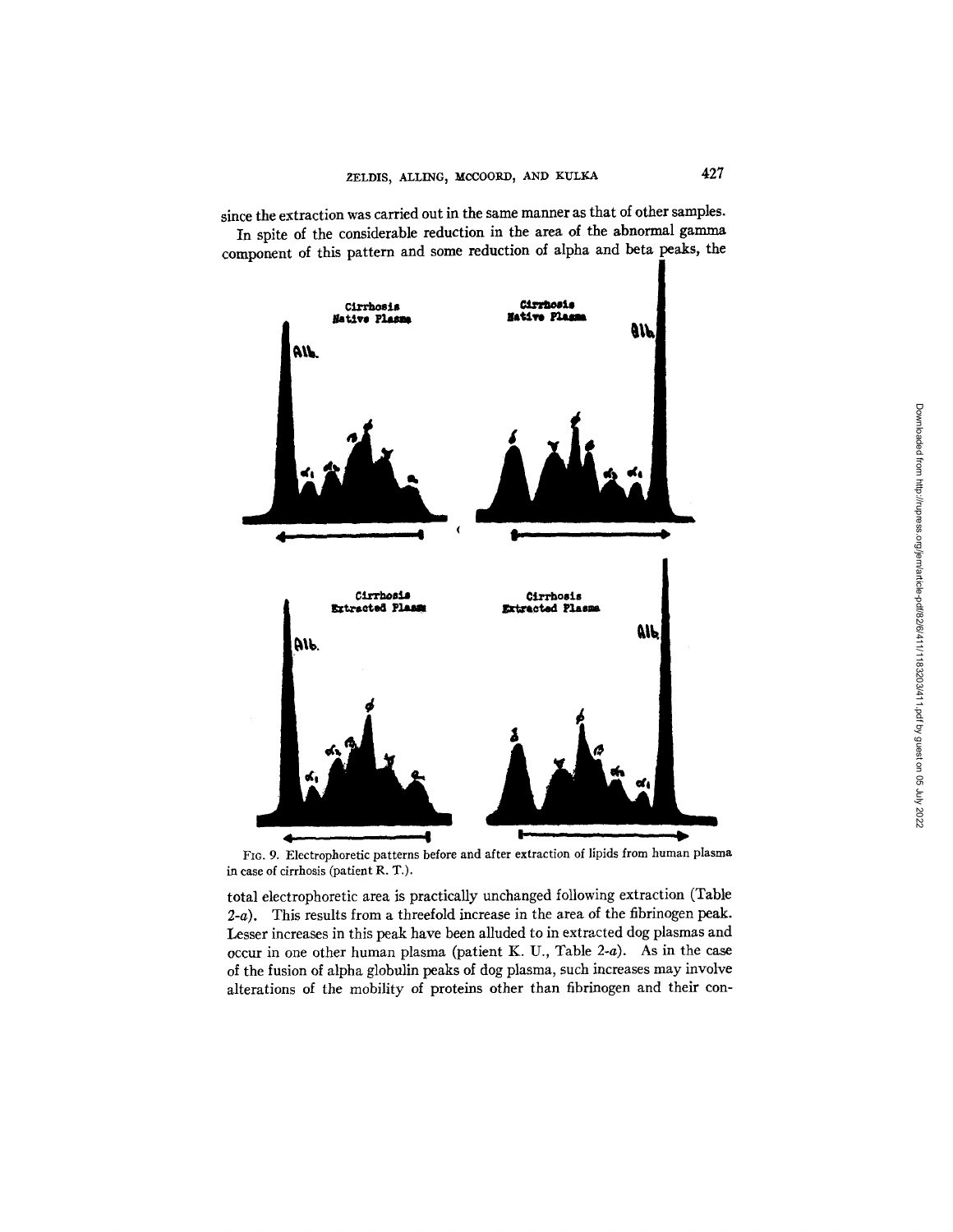since the extraction was carried out in the same manner as that of other samples.

In spite of the considerable reduction in the area of the abnormal gamma component of this pattern and some reduction of alpha and beta peaks, the

FIG. 9. Electrophoretic patterns before and after extraction of lipids from human plasma in case of cirrhosis (patient R. T.).

total electrophoretic area is practically unchanged following extraction (Table 2-*a*). This results from a threefold increase in the area of the fibrinogen peak. Lesser increases in this peak have been alluded to in extracted dog plasmas and occur in one other human plasma (patient K. U., Table 2-*a*). As in the case of the fusion of alpha globulin peaks of dog plasma, such increases may involve alterations of the mobility of proteins other than fibrinogen and their con-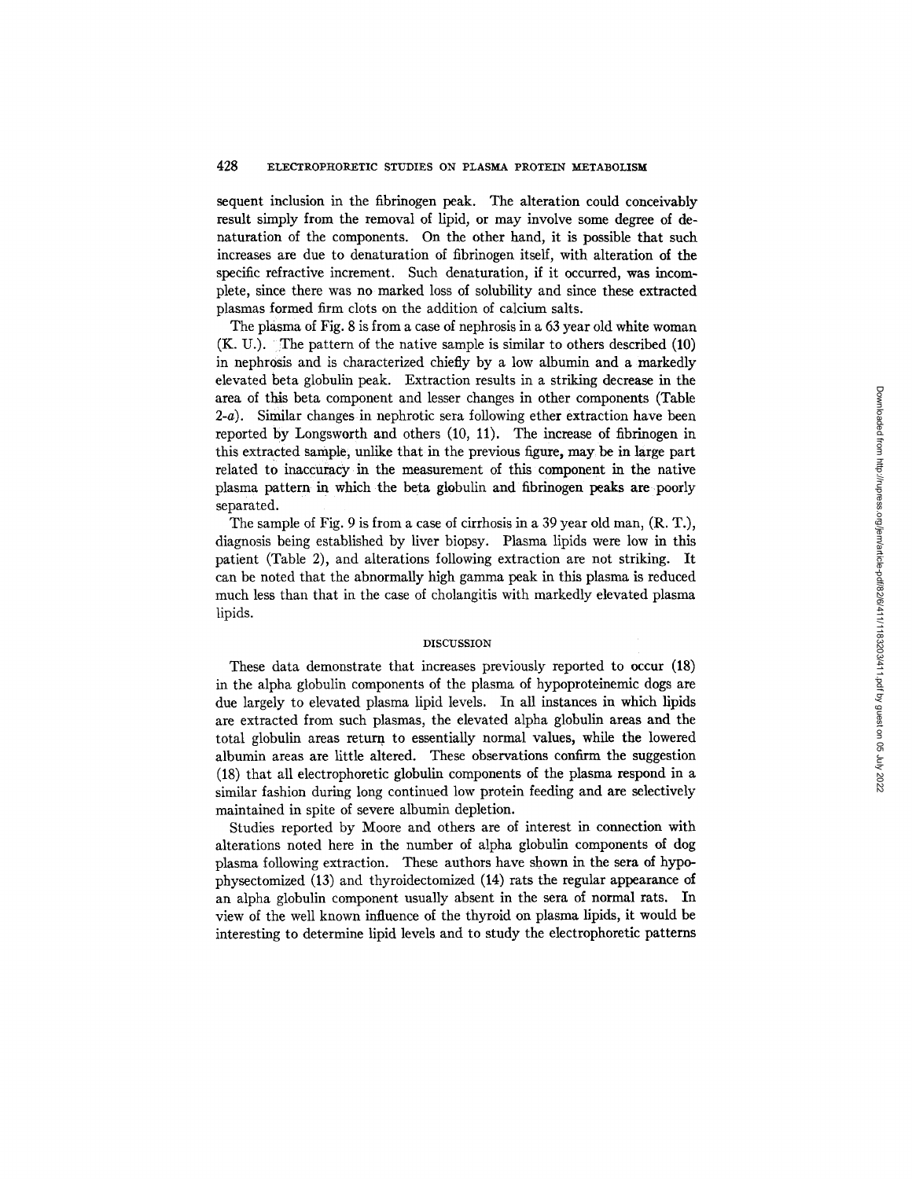sequent inclusion in the fibrinogen peak. The alteration could conceivably result simply from the removal of lipid, or may involve some degree of denaturation of the components. On the other hand, it is possible that such increases are due to denaturation of fibrinogen itself, with alteration of the specific refractive increment. Such denaturation, if it occurred, was incomplete, since there was no marked loss of solubility and since these extracted plasmas formed firm clots on the addition of calcium salts.

The plasma of Fig. 8 is from a case of nephrosis in a 63 year old white woman (K. U.). The pattern of the native sample is similar to others described (10) in nephrosis and is characterized chiefly by a low albumin and a markedly elevated beta globulin peak. Extraction results in a striking decrease in the area of this beta component and lesser changes in other components (Table 2-*a*). Similar changes in nephrotic sera following ether extraction have been reported by Longsworth and others (10, 11). The increase of fibrinogen in this extracted sample, unlike that in the previous figure, may be in large part related to inaccuracy in the measurement of this component in the native plasma pattern in which the beta globulin and fibrinogen peaks are poorly separated.

The sample of Fig. 9 is from a case of cirrhosis in a 39 year old man, (R. T.), diagnosis being established by liver biopsy. Plasma lipids were low in this patient (Table 2), and alterations following extraction are not striking. It can be noted that the abnormally high gamma peak in this plasma is reduced much less than that in the case of cholangitis with markedly elevated plasma lipids.

## DISCUSSION

These data demonstrate that increases previously reported to occur (18) in the alpha globulin components of the plasma of hypoproteinemic dogs are due largely to elevated plasma lipid levels. In all instances in which lipids are extracted from such plasmas, the elevated alpha globulin areas and the total globulin areas return to essentially normal values, while the lowered albumin areas are little altered. These observations confirm the suggestion (18) that all electrophoretic globulin components of the plasma respond in a similar fashion during long continued low protein feeding and are selectively maintained in spite of severe albumin depletion.

Studies reported by Moore and others are of interest in connection with alterations noted here in the number of alpha globulin components of dog plasma following extraction. These authors have shown in the sera of hypophysectomized (13) and thyroidectomized (14) rats the regular appearance of an alpha globulin component usually absent in the sera of normal rats. In view of the well known influence of the thyroid on plasma lipids, it would be interesting to determine lipid levels and to study the electrophoretic patterns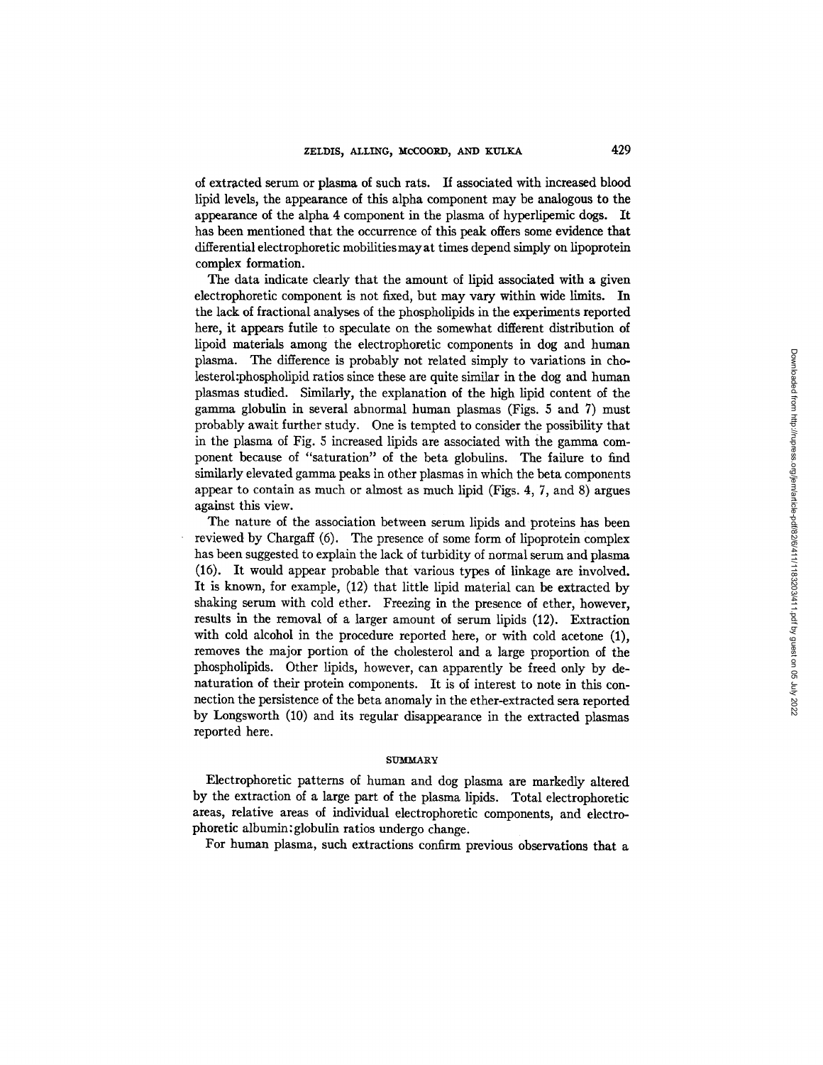of extracted serum or plasma of such rats. If associated with increased blood lipid levels, the appearance of this alpha component may be analogous to the appearance of the alpha 4 component in the plasma of hyperlipemic dogs. It has been mentioned that the occurrence of this peak offers some evidence that differential electrophoretic mobilities may at times depend simply on lipoprotein complex formation.

The data indicate clearly that the amount of lipid associated with a given electrophoretic component is not fixed, but may vary within wide limits. In the lack of fractional analyses of the phospholipids in the experiments reported here, it appears futile to speculate on the somewhat different distribution of lipoid materials among the electrophoretic components in dog and human plasma. The difference is probably not related simply to variations in cholesterol:phospholipid ratios since these are quite similar in the dog and human plasmas studied. Similarly, the explanation of the high lipid content of the gamma globulin in several abnormal human plasmas (Figs. 5 and 7) must probably await further study. One is tempted to consider the possibility that in the plasma of Fig. 5 increased lipids are associated with the gamma component because of "saturation" of the beta globulins. The failure to find similarly elevated gamma peaks in other plasmas in which the beta components appear to contain as much or almost as much lipid (Figs. 4, 7, and 8) argues against this view.

The nature of the association between serum lipids and proteins has been reviewed by Chargaff (6). The presence of some form of lipoprotein complex has been suggested to explain the lack of turbidity of normal serum and plasma (16). It would appear probable that various types of linkage are involved. It is known, for example, (12) that little lipid material can be extracted by shaking serum with cold ether. Freezing in the presence of ether, however, results in the removal of a larger amount of serum lipids (12). Extraction with cold alcohol in the procedure reported here, or with cold acetone (1), removes the major portion of the cholesterol and a large proportion of the phospholipids. Other lipids, however, can apparently be freed only by denaturation of their protein components. It is of interest to note in this connection the persistence of the beta anomaly in the ether-extracted sera reported by Longsworth (10) and its regular disappearance in the extracted plasmas reported here.

## SUMMARY

Electrophoretic patterns of human and dog plasma are markedly altered by the extraction of a large part of the plasma lipids. Total electrophoretic areas, relative areas of individual electrophoretic components, and electrophoretic albumin:globulin ratios undergo change.

For human plasma, such extractions confirm previous observations that a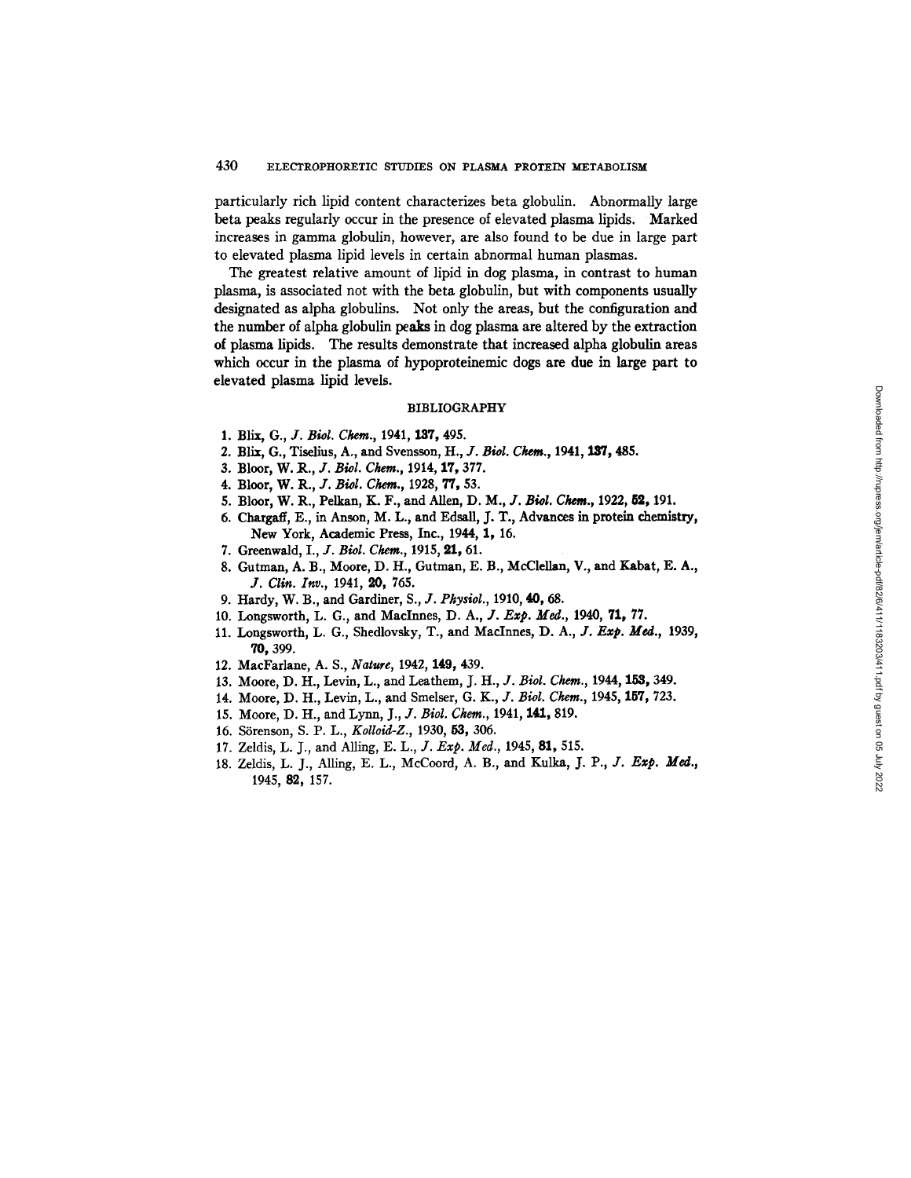particularly rich lipid content characterizes beta globulin. Abnormally large beta peaks regularly occur in the presence of elevated plasma lipids. Marked increases in gamma globulin, however, are also found to be due in large part to elevated plasma lipid levels in certain abnormal human plasmas.

The greatest relative amount of lipid in dog plasma, in contrast to human plasma, is associated not with the beta globulin, but with components usually designated as alpha globulins. Not only the areas, but the configuration and the number of alpha globulin peaks in dog plasma are altered by the extraction of plasma lipids. The results demonstrate that increased alpha globulin areas which occur in the plasma of hypoproteinemic dogs are due in large part to elevated plasma lipid levels.

## BIBLIOGRAPHY

1. Blix, G., *J. Biol. Chem.*, 1941, **137**, 495.
2. Blix, G., Tiselius, A., and Svensson, H., *J. Biol. Chem.*, 1941, **137**, 485.
3. Bloor, W. R., *J. Biol. Chem.*, 1914, **17**, 377.
4. Bloor, W. R., *J. Biol. Chem.*, 1928, **77**, 53.
5. Bloor, W. R., Pelkan, K. F., and Allen, D. M., *J. Biol. Chem.*, 1922, **52**, 191.
6. Chargaff, E., in Anson, M. L., and Edsall, J. T., Advances in protein chemistry, New York, Academic Press, Inc., 1944, **1**, 16.
7. Greenwald, I., *J. Biol. Chem.*, 1915, **21**, 61.
8. Gutman, A. B., Moore, D. H., Gutman, E. B., McClellan, V., and Kabat, E. A., *J. Clin. Inv.*, 1941, **20**, 765.
9. Hardy, W. B., and Gardiner, S., *J. Physiol.*, 1910, **40**, 68.
10. Longsworth, L. G., and MacInnes, D. A., *J. Exp. Med.*, 1940, **71**, 77.
11. Longsworth, L. G., Shedlovsky, T., and MacInnes, D. A., *J. Exp. Med.*, 1939, **70**, 399.
12. MacFarlane, A. S., *Nature*, 1942, **149**, 439.
13. Moore, D. H., Levin, L., and Leathem, J. H., *J. Biol. Chem.*, 1944, **153**, 349.
14. Moore, D. H., Levin, L., and Smelser, G. K., *J. Biol. Chem.*, 1945, **157**, 723.
15. Moore, D. H., and Lynn, J., *J. Biol. Chem.*, 1941, **141**, 819.
16. Sörenson, S. P. L., *Kolloid-Z.*, 1930, **53**, 306.
17. Zeldis, L. J., and Alling, E. L., *J. Exp. Med.*, 1945, **81**, 515.
18. Zeldis, L. J., Alling, E. L., McCoord, A. B., and Kulka, J. P., *J. Exp. Med.*, 1945, **82**, 157.